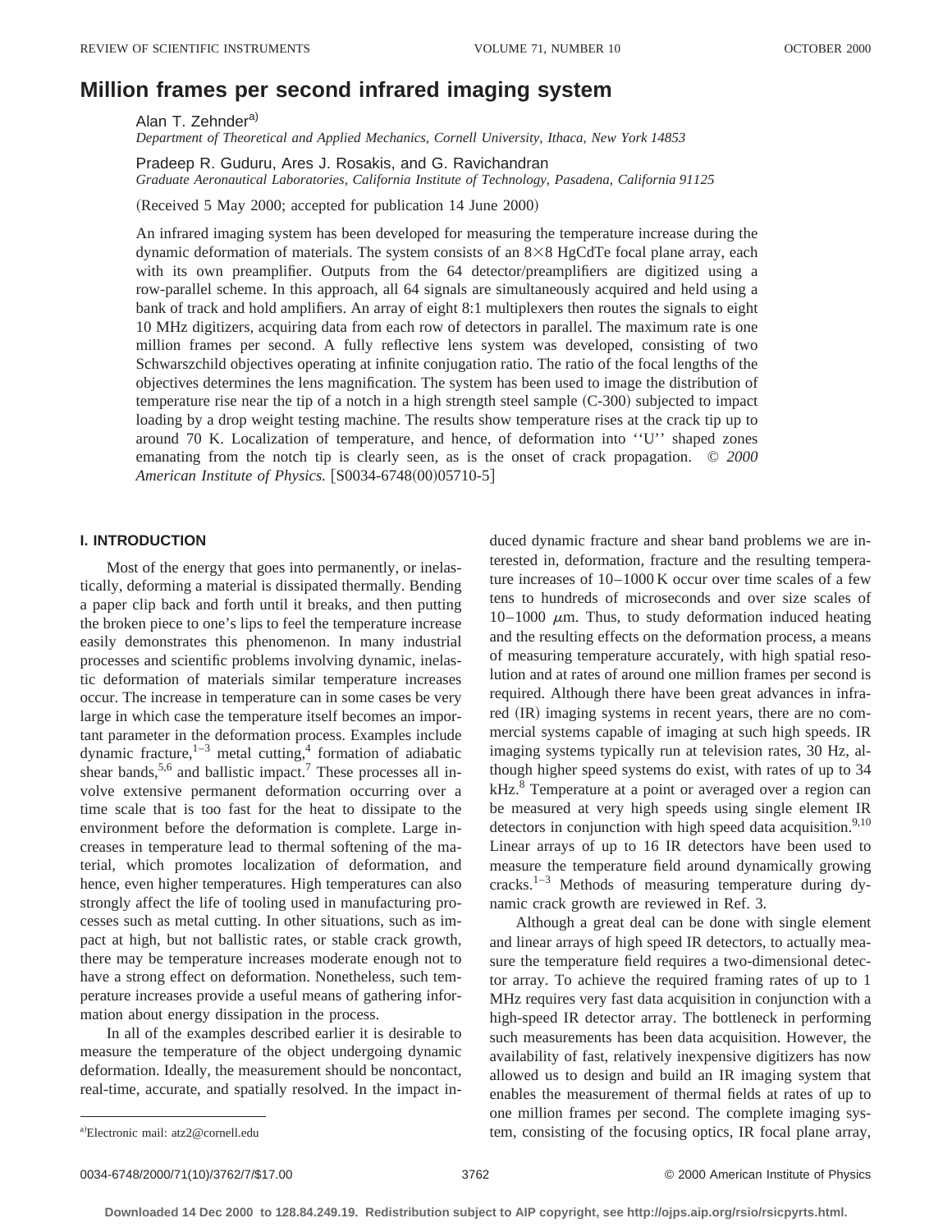# Million frames per second infrared imaging system

Alan T. Zehnder[a)]

*Department of Theoretical and Applied Mechanics, Cornell University, Ithaca, New York 14853*

Pradeep R. Guduru, Ares J. Rosakis, and G. Ravichandran

*Graduate Aeronautical Laboratories, California Institute of Technology, Pasadena, California 91125*

(Received 5 May 2000; accepted for publication 14 June 2000)

An infrared imaging system has been developed for measuring the temperature increase during the dynamic deformation of materials. The system consists of an 8×8 HgCdTe focal plane array, each with its own preamplifier. Outputs from the 64 detector/preamplifiers are digitized using a row-parallel scheme. In this approach, all 64 signals are simultaneously acquired and held using a bank of track and hold amplifiers. An array of eight 8:1 multiplexers then routes the signals to eight 10 MHz digitizers, acquiring data from each row of detectors in parallel. The maximum rate is one million frames per second. A fully reflective lens system was developed, consisting of two Schwarszchild objectives operating at infinite conjugation ratio. The ratio of the focal lengths of the objectives determines the lens magnification. The system has been used to image the distribution of temperature rise near the tip of a notch in a high strength steel sample (C-300) subjected to impact loading by a drop weight testing machine. The results show temperature rises at the crack tip up to around 70 K. Localization of temperature, and hence, of deformation into ''U'' shaped zones emanating from the notch tip is clearly seen, as is the onset of crack propagation. © *2000 American Institute of Physics.* [S0034-6748(00)05710-5]

## I. INTRODUCTION

Most of the energy that goes into permanently, or inelastically, deforming a material is dissipated thermally. Bending a paper clip back and forth until it breaks, and then putting the broken piece to one's lips to feel the temperature increase easily demonstrates this phenomenon. In many industrial processes and scientific problems involving dynamic, inelastic deformation of materials similar temperature increases occur. The increase in temperature can in some cases be very large in which case the temperature itself becomes an important parameter in the deformation process. Examples include dynamic fracture,[1–3] metal cutting,[4] formation of adiabatic shear bands,[5,6] and ballistic impact.[7] These processes all involve extensive permanent deformation occurring over a time scale that is too fast for the heat to dissipate to the environment before the deformation is complete. Large increases in temperature lead to thermal softening of the material, which promotes localization of deformation, and hence, even higher temperatures. High temperatures can also strongly affect the life of tooling used in manufacturing processes such as metal cutting. In other situations, such as impact at high, but not ballistic rates, or stable crack growth, there may be temperature increases moderate enough not to have a strong effect on deformation. Nonetheless, such temperature increases provide a useful means of gathering information about energy dissipation in the process.

In all of the examples described earlier it is desirable to measure the temperature of the object undergoing dynamic deformation. Ideally, the measurement should be noncontact, real-time, accurate, and spatially resolved. In the impact induced dynamic fracture and shear band problems we are interested in, deformation, fracture and the resulting temperature increases of 10–1000 K occur over time scales of a few tens to hundreds of microseconds and over size scales of 10–1000 $\mu$m. Thus, to study deformation induced heating and the resulting effects on the deformation process, a means of measuring temperature accurately, with high spatial resolution and at rates of around one million frames per second is required. Although there have been great advances in infrared (IR) imaging systems in recent years, there are no commercial systems capable of imaging at such high speeds. IR imaging systems typically run at television rates, 30 Hz, although higher speed systems do exist, with rates of up to 34 kHz.[8] Temperature at a point or averaged over a region can be measured at very high speeds using single element IR detectors in conjunction with high speed data acquisition.[9,10] Linear arrays of up to 16 IR detectors have been used to measure the temperature field around dynamically growing cracks.[1–3] Methods of measuring temperature during dynamic crack growth are reviewed in Ref. 3.

Although a great deal can be done with single element and linear arrays of high speed IR detectors, to actually measure the temperature field requires a two-dimensional detector array. To achieve the required framing rates of up to 1 MHz requires very fast data acquisition in conjunction with a high-speed IR detector array. The bottleneck in performing such measurements has been data acquisition. However, the availability of fast, relatively inexpensive digitizers has now allowed us to design and build an IR imaging system that enables the measurement of thermal fields at rates of up to one million frames per second. The complete imaging system, consisting of the focusing optics, IR focal plane array,

a)Electronic mail: atz2@cornell.edu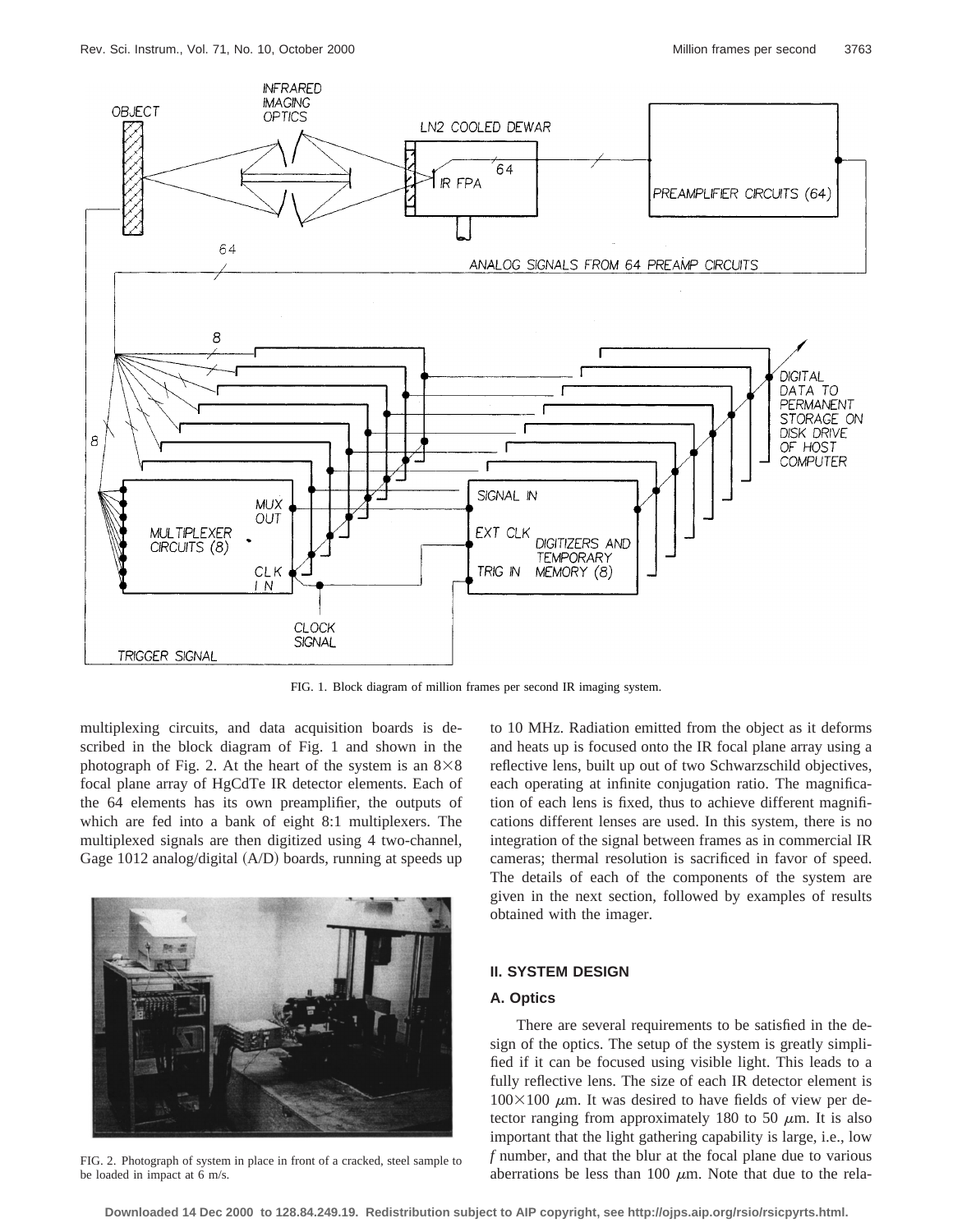FIG. 1. Block diagram of million frames per second IR imaging system.

multiplexing circuits, and data acquisition boards is described in the block diagram of Fig. 1 and shown in the photograph of Fig. 2. At the heart of the system is an $8\times8$ focal plane array of HgCdTe IR detector elements. Each of the 64 elements has its own preamplifier, the outputs of which are fed into a bank of eight 8:1 multiplexers. The multiplexed signals are then digitized using 4 two-channel, Gage 1012 analog/digital (A/D) boards, running at speeds up to 10 MHz. Radiation emitted from the object as it deforms and heats up is focused onto the IR focal plane array using a reflective lens, built up out of two Schwarzschild objectives, each operating at infinite conjugation ratio. The magnification of each lens is fixed, thus to achieve different magnifications different lenses are used. In this system, there is no integration of the signal between frames as in commercial IR cameras; thermal resolution is sacrificed in favor of speed. The details of each of the components of the system are given in the next section, followed by examples of results obtained with the imager.

FIG. 2. Photograph of system in place in front of a cracked, steel sample to be loaded in impact at 6 m/s.

## II. SYSTEM DESIGN

### A. Optics

There are several requirements to be satisfied in the design of the optics. The setup of the system is greatly simplified if it can be focused using visible light. This leads to a fully reflective lens. The size of each IR detector element is $100\times100$ $\mu$m. It was desired to have fields of view per detector ranging from approximately 180 to 50 $\mu$m. It is also important that the light gathering capability is large, i.e., low *f* number, and that the blur at the focal plane due to various aberrations be less than 100 $\mu$m. Note that due to the rela-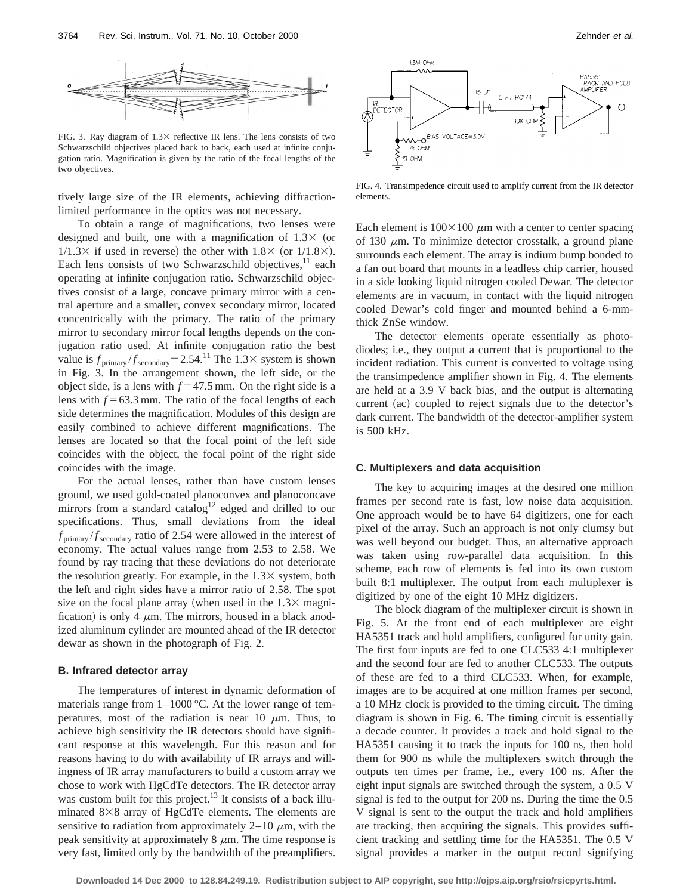FIG. 3. Ray diagram of 1.3× reflective IR lens. The lens consists of two Schwarzschild objectives placed back to back, each used at infinite conjugation ratio. Magnification is given by the ratio of the focal lengths of the two objectives.

tively large size of the IR elements, achieving diffraction-limited performance in the optics was not necessary.

To obtain a range of magnifications, two lenses were designed and built, one with a magnification of 1.3× (or 1/1.3× if used in reverse) the other with 1.8× (or 1/1.8×). Each lens consists of two Schwarzschild objectives,[11] each operating at infinite conjugation ratio. Schwarzschild objectives consist of a large, concave primary mirror with a central aperture and a smaller, convex secondary mirror, located concentrically with the primary. The ratio of the primary mirror to secondary mirror focal lengths depends on the conjugation ratio used. At infinite conjugation ratio the best value is $f_{\text{primary}}/f_{\text{secondary}} = 2.54$.[11] The 1.3× system is shown in Fig. 3. In the arrangement shown, the left side, or the object side, is a lens with $f = 47.5$ mm. On the right side is a lens with $f = 63.3$ mm. The ratio of the focal lengths of each side determines the magnification. Modules of this design are easily combined to achieve different magnifications. The lenses are located so that the focal point of the left side coincides with the object, the focal point of the right side coincides with the image.

For the actual lenses, rather than have custom lenses ground, we used gold-coated planoconvex and planoconcave mirrors from a standard catalog[12] edged and drilled to our specifications. Thus, small deviations from the ideal $f_{\text{primary}}/f_{\text{secondary}}$ ratio of 2.54 were allowed in the interest of economy. The actual values range from 2.53 to 2.58. We found by ray tracing that these deviations do not deteriorate the resolution greatly. For example, in the 1.3× system, both the left and right sides have a mirror ratio of 2.58. The spot size on the focal plane array (when used in the 1.3× magnification) is only 4 $\mu$m. The mirrors, housed in a black anodized aluminum cylinder are mounted ahead of the IR detector dewar as shown in the photograph of Fig. 2.

### B. Infrared detector array

The temperatures of interest in dynamic deformation of materials range from 1–1000 °C. At the lower range of temperatures, most of the radiation is near 10 $\mu$m. Thus, to achieve high sensitivity the IR detectors should have significant response at this wavelength. For this reason and for reasons having to do with availability of IR arrays and willingness of IR array manufacturers to build a custom array we chose to work with HgCdTe detectors. The IR detector array was custom built for this project.[13] It consists of a back illuminated 8×8 array of HgCdTe elements. The elements are sensitive to radiation from approximately 2–10 $\mu$m, with the peak sensitivity at approximately 8 $\mu$m. The time response is very fast, limited only by the bandwidth of the preamplifiers.

FIG. 4. Transimpedence circuit used to amplify current from the IR detector elements.

Each element is 100×100 $\mu$m with a center to center spacing of 130 $\mu$m. To minimize detector crosstalk, a ground plane surrounds each element. The array is indium bump bonded to a fan out board that mounts in a leadless chip carrier, housed in a side looking liquid nitrogen cooled Dewar. The detector elements are in vacuum, in contact with the liquid nitrogen cooled Dewar's cold finger and mounted behind a 6-mm-thick ZnSe window.

The detector elements operate essentially as photodiodes; i.e., they output a current that is proportional to the incident radiation. This current is converted to voltage using the transimpedence amplifier shown in Fig. 4. The elements are held at a 3.9 V back bias, and the output is alternating current (ac) coupled to reject signals due to the detector's dark current. The bandwidth of the detector-amplifier system is 500 kHz.

### C. Multiplexers and data acquisition

The key to acquiring images at the desired one million frames per second rate is fast, low noise data acquisition. One approach would be to have 64 digitizers, one for each pixel of the array. Such an approach is not only clumsy but was well beyond our budget. Thus, an alternative approach was taken using row-parallel data acquisition. In this scheme, each row of elements is fed into its own custom built 8:1 multiplexer. The output from each multiplexer is digitized by one of the eight 10 MHz digitizers.

The block diagram of the multiplexer circuit is shown in Fig. 5. At the front end of each multiplexer are eight HA5351 track and hold amplifiers, configured for unity gain. The first four inputs are fed to one CLC533 4:1 multiplexer and the second four are fed to another CLC533. The outputs of these are fed to a third CLC533. When, for example, images are to be acquired at one million frames per second, a 10 MHz clock is provided to the timing circuit. The timing diagram is shown in Fig. 6. The timing circuit is essentially a decade counter. It provides a track and hold signal to the HA5351 causing it to track the inputs for 100 ns, then hold them for 900 ns while the multiplexers switch through the outputs ten times per frame, i.e., every 100 ns. After the eight input signals are switched through the system, a 0.5 V signal is fed to the output for 200 ns. During the time the 0.5 V signal is sent to the output the track and hold amplifiers are tracking, then acquiring the signals. This provides sufficient tracking and settling time for the HA5351. The 0.5 V signal provides a marker in the output record signifying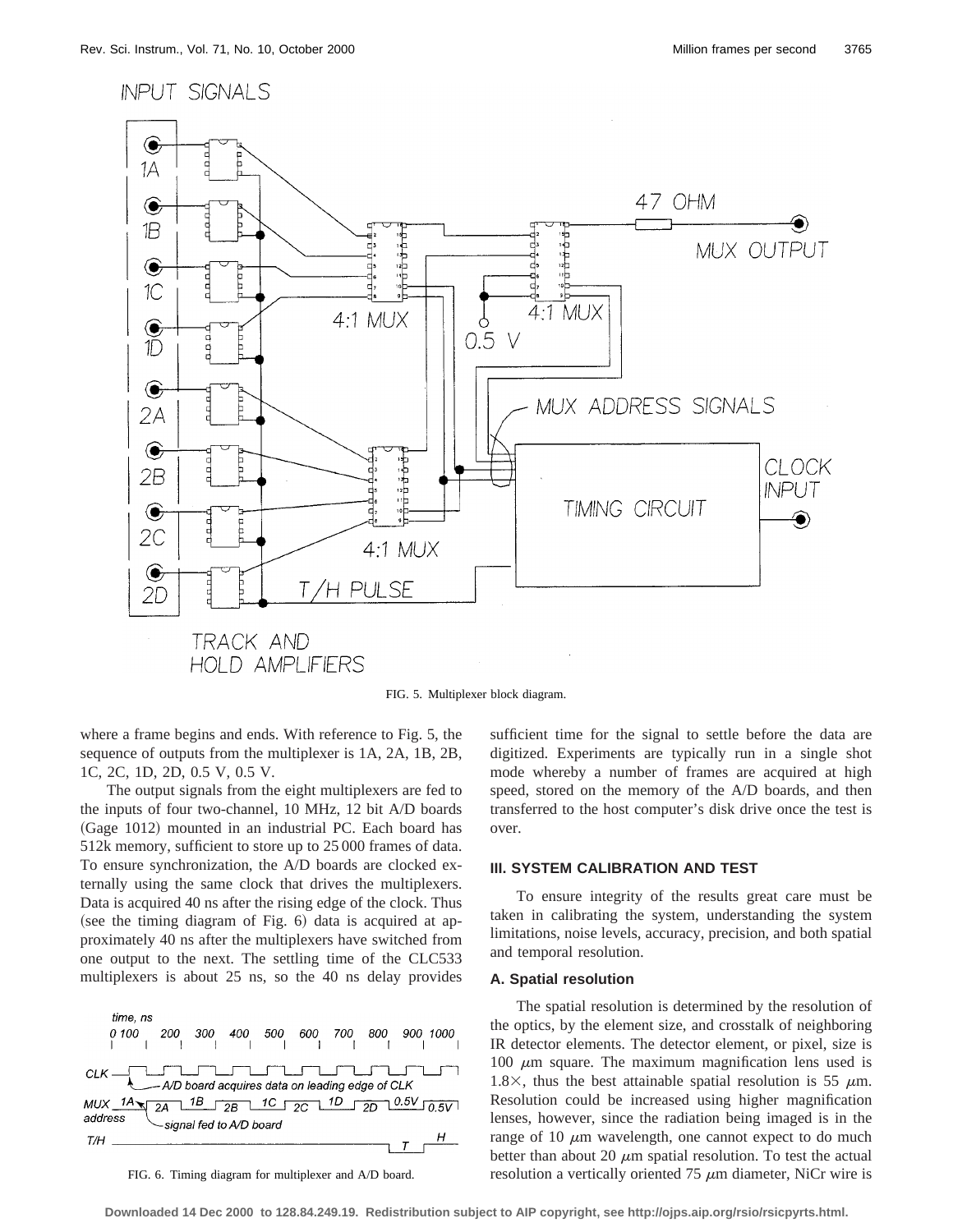FIG. 5. Multiplexer block diagram.

where a frame begins and ends. With reference to Fig. 5, the sequence of outputs from the multiplexer is 1A, 2A, 1B, 2B, 1C, 2C, 1D, 2D, 0.5 V, 0.5 V.

The output signals from the eight multiplexers are fed to the inputs of four two-channel, 10 MHz, 12 bit A/D boards (Gage 1012) mounted in an industrial PC. Each board has 512k memory, sufficient to store up to 25 000 frames of data. To ensure synchronization, the A/D boards are clocked externally using the same clock that drives the multiplexers. Data is acquired 40 ns after the rising edge of the clock. Thus (see the timing diagram of Fig. 6) data is acquired at approximately 40 ns after the multiplexers have switched from one output to the next. The settling time of the CLC533 multiplexers is about 25 ns, so the 40 ns delay provides sufficient time for the signal to settle before the data are digitized. Experiments are typically run in a single shot mode whereby a number of frames are acquired at high speed, stored on the memory of the A/D boards, and then transferred to the host computer's disk drive once the test is over.

FIG. 6. Timing diagram for multiplexer and A/D board.

### III. SYSTEM CALIBRATION AND TEST

To ensure integrity of the results great care must be taken in calibrating the system, understanding the system limitations, noise levels, accuracy, precision, and both spatial and temporal resolution.

#### A. Spatial resolution

The spatial resolution is determined by the resolution of the optics, by the element size, and crosstalk of neighboring IR detector elements. The detector element, or pixel, size is 100 $\mu$m square. The maximum magnification lens used is 1.8×, thus the best attainable spatial resolution is 55 $\mu$m. Resolution could be increased using higher magnification lenses, however, since the radiation being imaged is in the range of 10 $\mu$m wavelength, one cannot expect to do much better than about 20 $\mu$m spatial resolution. To test the actual resolution a vertically oriented 75 $\mu$m diameter, NiCr wire is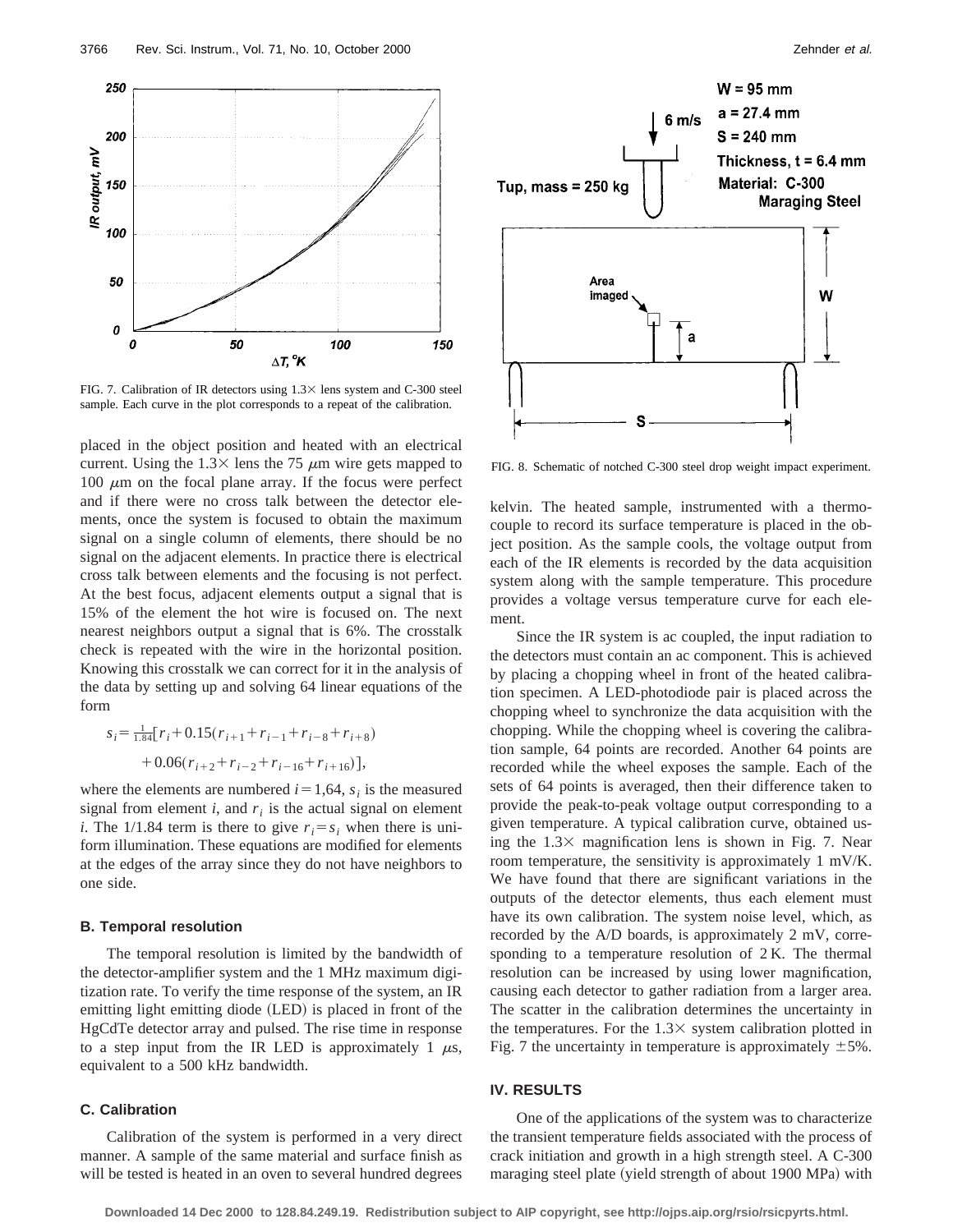FIG. 7. Calibration of IR detectors using 1.3× lens system and C-300 steel sample. Each curve in the plot corresponds to a repeat of the calibration.

placed in the object position and heated with an electrical current. Using the 1.3× lens the 75 μm wire gets mapped to 100 μm on the focal plane array. If the focus were perfect and if there were no cross talk between the detector elements, once the system is focused to obtain the maximum signal on a single column of elements, there should be no signal on the adjacent elements. In practice there is electrical cross talk between elements and the focusing is not perfect. At the best focus, adjacent elements output a signal that is 15% of the element the hot wire is focused on. The next nearest neighbors output a signal that is 6%. The crosstalk check is repeated with the wire in the horizontal position. Knowing this crosstalk we can correct for it in the analysis of the data by setting up and solving 64 linear equations of the form

$$s_i = \frac{1}{1.84}[r_i + 0.15(r_{i+1} + r_{i-1} + r_{i-8} + r_{i+8}) + 0.06(r_{i+2} + r_{i-2} + r_{i-16} + r_{i+16})],$$

where the elements are numbered $i = 1,64$, $s_i$ is the measured signal from element $i$, and $r_i$ is the actual signal on element $i$. The 1/1.84 term is there to give $r_i = s_i$ when there is uniform illumination. These equations are modified for elements at the edges of the array since they do not have neighbors to one side.

### B. Temporal resolution

The temporal resolution is limited by the bandwidth of the detector-amplifier system and the 1 MHz maximum digitization rate. To verify the time response of the system, an IR emitting light emitting diode (LED) is placed in front of the HgCdTe detector array and pulsed. The rise time in response to a step input from the IR LED is approximately 1 μs, equivalent to a 500 kHz bandwidth.

### C. Calibration

Calibration of the system is performed in a very direct manner. A sample of the same material and surface finish as will be tested is heated in an oven to several hundred degrees kelvin. The heated sample, instrumented with a thermocouple to record its surface temperature is placed in the object position. As the sample cools, the voltage output from each of the IR elements is recorded by the data acquisition system along with the sample temperature. This procedure provides a voltage versus temperature curve for each element.

Since the IR system is ac coupled, the input radiation to the detectors must contain an ac component. This is achieved by placing a chopping wheel in front of the heated calibration specimen. A LED-photodiode pair is placed across the chopping wheel to synchronize the data acquisition with the chopping. While the chopping wheel is covering the calibration sample, 64 points are recorded. Another 64 points are recorded while the wheel exposes the sample. Each of the sets of 64 points is averaged, then their difference taken to provide the peak-to-peak voltage output corresponding to a given temperature. A typical calibration curve, obtained using the 1.3× magnification lens is shown in Fig. 7. Near room temperature, the sensitivity is approximately 1 mV/K. We have found that there are significant variations in the outputs of the detector elements, thus each element must have its own calibration. The system noise level, which, as recorded by the A/D boards, is approximately 2 mV, corresponding to a temperature resolution of 2 K. The thermal resolution can be increased by using lower magnification, causing each detector to gather radiation from a larger area. The scatter in the calibration determines the uncertainty in the temperatures. For the 1.3× system calibration plotted in Fig. 7 the uncertainty in temperature is approximately ±5%.

FIG. 8. Schematic of notched C-300 steel drop weight impact experiment.

## IV. RESULTS

One of the applications of the system was to characterize the transient temperature fields associated with the process of crack initiation and growth in a high strength steel. A C-300 maraging steel plate (yield strength of about 1900 MPa) with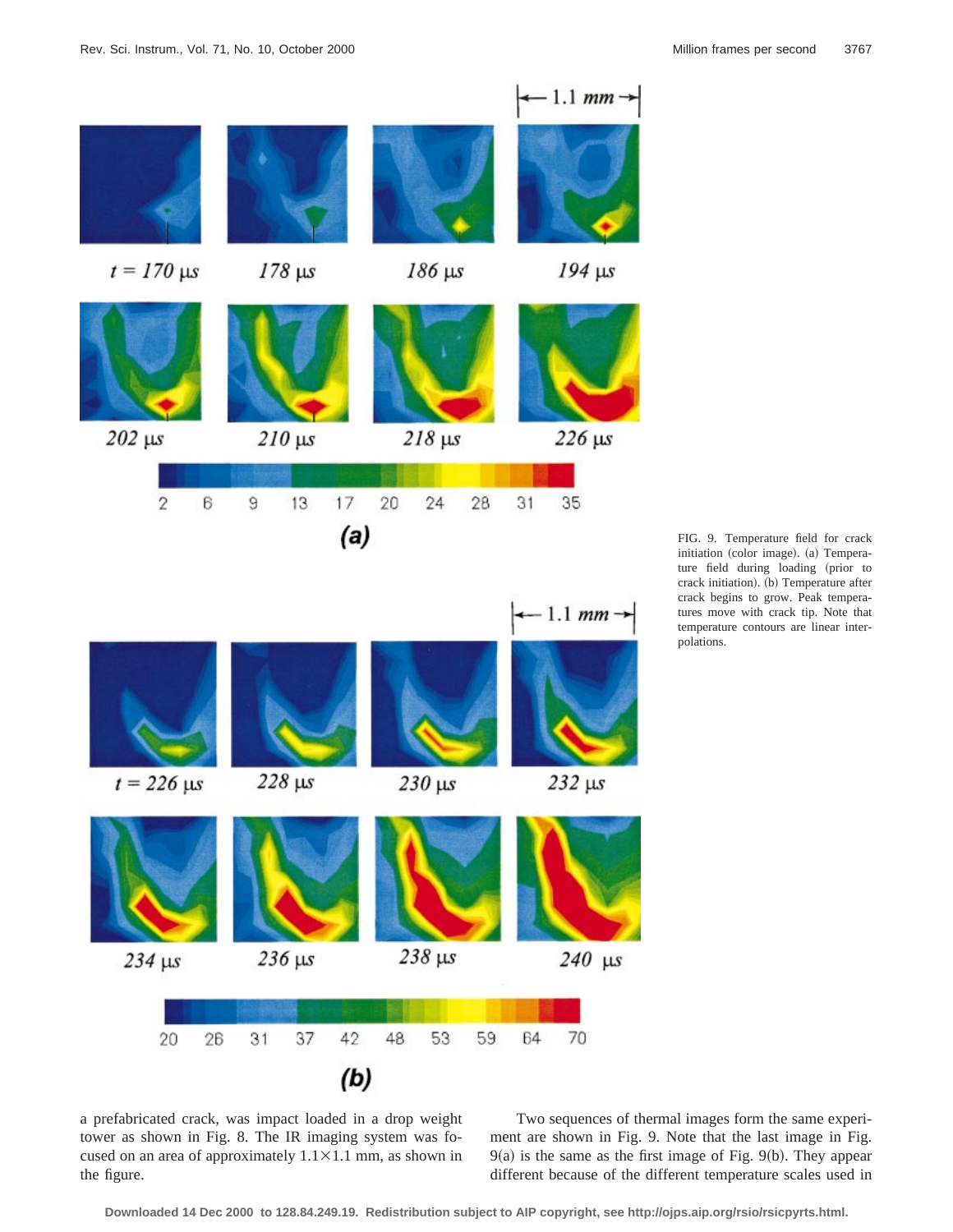FIG. 9. Temperature field for crack initiation (color image). (a) Temperature field during loading (prior to crack initiation). (b) Temperature after crack begins to grow. Peak temperatures move with crack tip. Note that temperature contours are linear interpolations.

a prefabricated crack, was impact loaded in a drop weight tower as shown in Fig. 8. The IR imaging system was focused on an area of approximately 1.1×1.1 mm, as shown in the figure.

Two sequences of thermal images form the same experiment are shown in Fig. 9. Note that the last image in Fig. 9(a) is the same as the first image of Fig. 9(b). They appear different because of the different temperature scales used in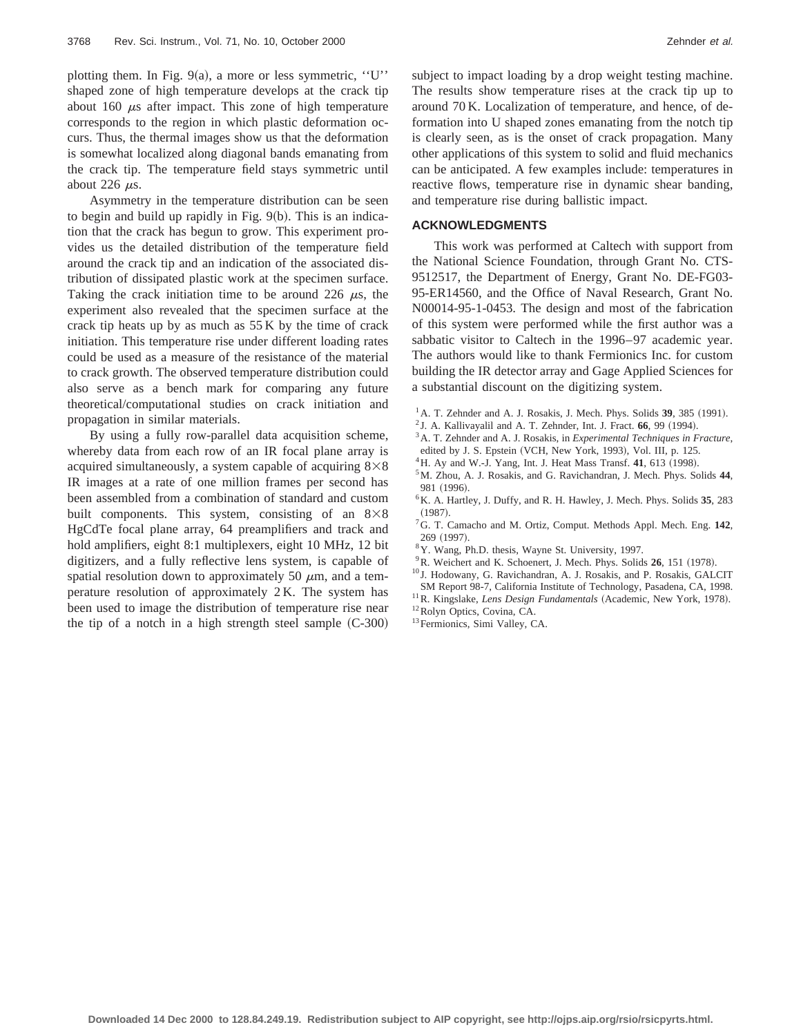plotting them. In Fig. 9(a), a more or less symmetric, ''U'' shaped zone of high temperature develops at the crack tip about 160 $\mu$s after impact. This zone of high temperature corresponds to the region in which plastic deformation occurs. Thus, the thermal images show us that the deformation is somewhat localized along diagonal bands emanating from the crack tip. The temperature field stays symmetric until about 226 $\mu$s.

Asymmetry in the temperature distribution can be seen to begin and build up rapidly in Fig. 9(b). This is an indication that the crack has begun to grow. This experiment provides us the detailed distribution of the temperature field around the crack tip and an indication of the associated distribution of dissipated plastic work at the specimen surface. Taking the crack initiation time to be around 226 $\mu$s, the experiment also revealed that the specimen surface at the crack tip heats up by as much as 55 K by the time of crack initiation. This temperature rise under different loading rates could be used as a measure of the resistance of the material to crack growth. The observed temperature distribution could also serve as a bench mark for comparing any future theoretical/computational studies on crack initiation and propagation in similar materials.

By using a fully row-parallel data acquisition scheme, whereby data from each row of an IR focal plane array is acquired simultaneously, a system capable of acquiring $8\times8$ IR images at a rate of one million frames per second has been assembled from a combination of standard and custom built components. This system, consisting of an $8\times8$ HgCdTe focal plane array, 64 preamplifiers and track and hold amplifiers, eight 8:1 multiplexers, eight 10 MHz, 12 bit digitizers, and a fully reflective lens system, is capable of spatial resolution down to approximately 50 $\mu$m, and a temperature resolution of approximately 2 K. The system has been used to image the distribution of temperature rise near the tip of a notch in a high strength steel sample (C-300) subject to impact loading by a drop weight testing machine. The results show temperature rises at the crack tip up to around 70 K. Localization of temperature, and hence, of deformation into U shaped zones emanating from the notch tip is clearly seen, as is the onset of crack propagation. Many other applications of this system to solid and fluid mechanics can be anticipated. A few examples include: temperatures in reactive flows, temperature rise in dynamic shear banding, and temperature rise during ballistic impact.

## ACKNOWLEDGMENTS

This work was performed at Caltech with support from the National Science Foundation, through Grant No. CTS-9512517, the Department of Energy, Grant No. DE-FG03-95-ER14560, and the Office of Naval Research, Grant No. N00014-95-1-0453. The design and most of the fabrication of this system were performed while the first author was a sabbatic visitor to Caltech in the 1996–97 academic year. The authors would like to thank Fermionics Inc. for custom building the IR detector array and Gage Applied Sciences for a substantial discount on the digitizing system.

[1] A. T. Zehnder and A. J. Rosakis, J. Mech. Phys. Solids **39**, 385 (1991).
[2] J. A. Kallivayalil and A. T. Zehnder, Int. J. Fract. **66**, 99 (1994).
[3] A. T. Zehnder and A. J. Rosakis, in *Experimental Techniques in Fracture*, edited by J. S. Epstein (VCH, New York, 1993), Vol. III, p. 125.
[4] H. Ay and W.-J. Yang, Int. J. Heat Mass Transf. **41**, 613 (1998).
[5] M. Zhou, A. J. Rosakis, and G. Ravichandran, J. Mech. Phys. Solids **44**, 981 (1996).
[6] K. A. Hartley, J. Duffy, and R. H. Hawley, J. Mech. Phys. Solids **35**, 283 (1987).
[7] G. T. Camacho and M. Ortiz, Comput. Methods Appl. Mech. Eng. **142**, 269 (1997).
[8] Y. Wang, Ph.D. thesis, Wayne St. University, 1997.
[9] R. Weichert and K. Schoenert, J. Mech. Phys. Solids **26**, 151 (1978).
[10] J. Hodowany, G. Ravichandran, A. J. Rosakis, and P. Rosakis, GALCIT SM Report 98-7, California Institute of Technology, Pasadena, CA, 1998.
[11] R. Kingslake, *Lens Design Fundamentals* (Academic, New York, 1978).
[12] Rolyn Optics, Covina, CA.
[13] Fermionics, Simi Valley, CA.